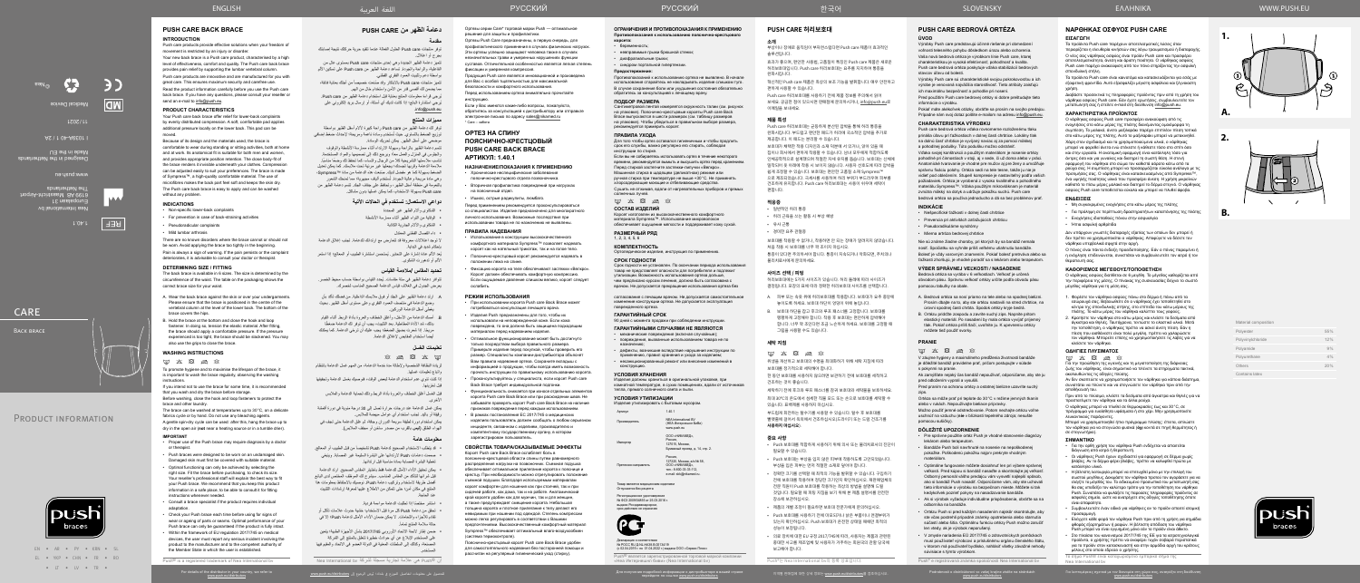# PUSH CARE BACK BRACE

## INTRODUCTION

Push care products provide effective solutions when your freedom of movement is restricted by an injury or disorder.

Your new back brace is a Push care product, characterised by a high level of effectiveness, comfort and quality. The Push care back brace provides particular relief for supporting the lumbar vertebral column.

Push care products are innovative and are manufactured for you with great care. They combine maximum security and comfort.

Read the product information carefully before you use the Push care back brace. If you have any questions, please consult your reseller or send an e-mail to info@push.eu.

## PRODUCT CHARACTERISTICS

Your Push care back brace offer relief for lower-back complaints by evenly distributed compression. A soft, comfortable and supple additional pressure pad is available on the lower back. This pad can be moved.

Because of its design and the materials used, the brace is comfortable to wear during standing or sitting activities, both at home and at work. Its anatomical fit is suitable for both men and women and provides supportive posture correction. The close body fit of the brace makes it invisible underneath your clothes. Compression can be adjusted easily to suit your preference. The brace is made of Sympress™, a high-quality comfortable material. The use of microfibres makes the back part feel soft and keeps the skin dry. The Push care back brace is easy to apply and can be washed without any problem.

## INDICATIONS

- Non-specific lower-back complaints
- For prevention in case of back-straining activities
- Pseudoradicular complaints
- Mild lumbar arthrosis

There are no known disorders where the brace cannot or should not be worn. Avoid applying the brace too tightly in the beginning.

Pain is always a sign of warning. If the pain persists or the complaint deteriorates, it is advisable to consult your doctor or therapist.

## DETERMINING SIZE / FITTING

The back brace is available in 6 sizes. The size is determined by the circumference of the waist. The table on the packaging shows the correct brace size for your waist.

A. Wear the back brace against the skin or over your undergarments. Please ensure that the brace is positioned in the centre of the vertebral column at the level of the lower back. The bottom of the brace covers the hips.

B. Hold the brace at the bottom and close the hook and loop fastener. In doing so, tension the elastic material. After fitting, the brace should apply a comfortable pressure. If the pressure experienced is too tight, the brace should be re-fastened. You may also use the grips to close the brace.

## WASHING INSTRUCTIONS

To promote hygiene and to maximise the lifespan of the brace, it is important to wash the brace regularly, observing the washing instructions.

If you tend not to use the brace for some time, it is recommended that you wash and dry the brace before storage.

Before washing, close the hook and loop fasteners to protect the brace and other laundry.

The brace can be washed at temperatures up to 30°C, on a delicate fabrics cycle or by hand. Do not use any bleaching agents. A gentle spin-dry cycle can be used; after this, hang the brace up to dry in the open air (not on a heating source or in a tumble drier).

## IMPORTANT

- Proper use of the Push brace may require diagnosis by a doctor or therapist.
- Push braces were designed to be worn on an undamaged skin. Damaged skin must first be covered with suitable material.
- Optimal functioning can only be achieved by selecting the right size. Fit the brace before purchasing, to check its size. Your reseller / professional staff will explain the best way to fit your Push brace. We recommend that you keep this product information as a reference, to be able to consult the fitting instructions whenever needed.
- Consult a brace specialist if the product requires individual adaptation.
- Check your Push brace each time before using for signs of wear or ageing of parts or seams. Optimal performance of your Push brace can only be guaranteed if the product is fully intact.
- Within the framework of EU Regulation 2017/745 on medical devices, the user must report any serious incident involving the product to the manufacturer and to the competent authority of the Member State in which the user is established.

Push® is a registered trademark of Nea International bv

For details of the distributor in your country, we refer to www.push.eu/distributors

---

# دعامة الظهر من PUSH CARE

# ОРТЕЗ НА СПИНУ ПОЯСНИЧНО-КРЕСТЦОВЫЙ PUSH CARE BACK BRACE

# PUSH CARE 허리보호대

# PUSH CARE BEDROVÁ ORTÉZA

# ΝΑΡΘΗΚΑΣ ΟΣΦΥΟΣ PUSH CARE

---

CARE

Back brace

PRODUCT INFORMATION

Nea International bv
Europalaan 31
6199 AB Maastricht-Airport
The Netherlands
www.push.eu

Designed in the Netherlands
Made in the EU

1.40.1

11/2021

Medical Device

| Material composition | |
|---|---|
| Polyester | 65% |
| Polyamide | 12% |
| Polyamide | 9% |
| Polyurethane | 6% |
| Others | 8% |
| Contains latex | |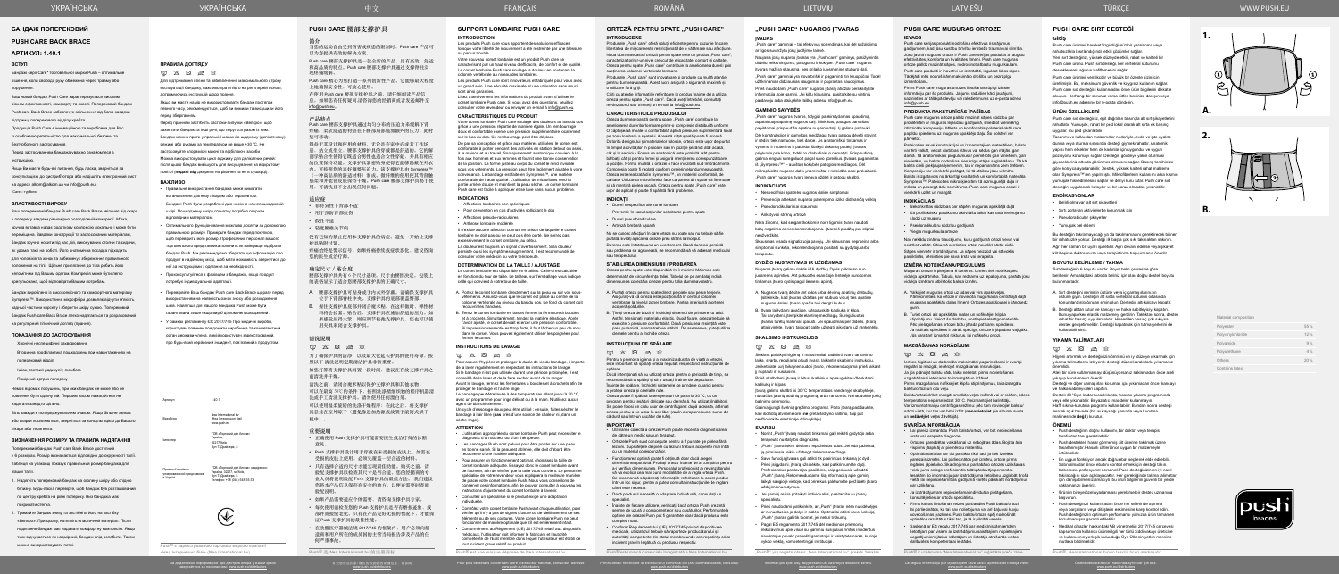УКРАЇНСЬКА | 中文 | FRANÇAIS | ROMÂNĂ | LIETUVIŲ | LATVIEŠU | TÜRKÇE | WWW.PUSH.EU

# БАНДАЖ ПОПЕРЕКОВИЙ PUSH CARE BACK BRACE

# PUSH CARE 腰部支撑护具

# SUPPORT LOMBAIRE PUSH CARE

# ORTEZĂ PENTRU SPATE „PUSH CARE"

# „PUSH CARE" NUGAROS ĮVARAS

# PUSH CARE MUGURAS ORTOZE

# PUSH CARE SIRT DESTEĞİ

Material composition